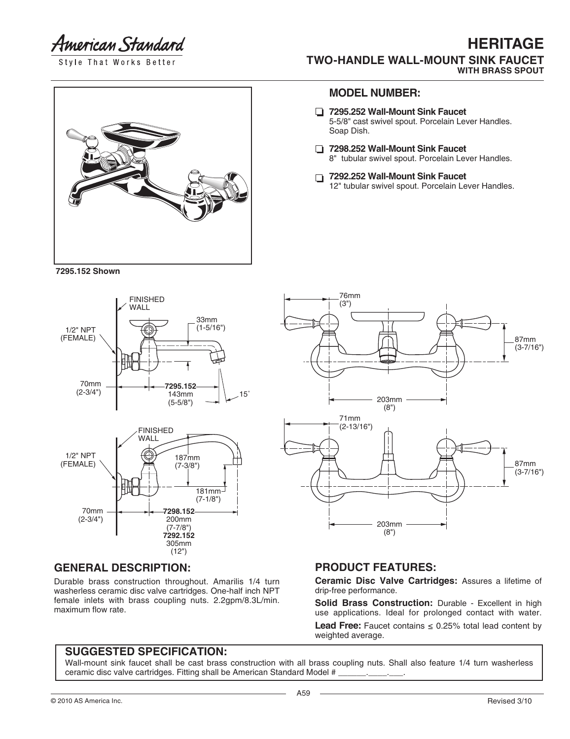American Standard
Style That Works Better

# HERITAGE
## TWO-HANDLE WALL-MOUNT SINK FAUCET
### WITH BRASS SPOUT

7295.152 Shown

## MODEL NUMBER:

- ❑ **7295.252 Wall-Mount Sink Faucet**
  5-5/8" cast swivel spout. Porcelain Lever Handles. Soap Dish.
- ❑ **7298.252 Wall-Mount Sink Faucet**
  8" tubular swivel spout. Porcelain Lever Handles.
- ❑ **7292.252 Wall-Mount Sink Faucet**
  12" tubular swivel spout. Porcelain Lever Handles.

FINISHED WALL
1/2" NPT (FEMALE)
33mm (1-5/16")
70mm (2-3/4")
**7295.152**
143mm (5-5/8")
15˚

76mm (3")
87mm (3-7/16")
203mm (8")

FINISHED WALL
1/2" NPT (FEMALE)
187mm (7-3/8")
181mm (7-1/8")
70mm (2-3/4")
**7298.152**
200mm (7-7/8")
**7292.152**
305mm (12")

71mm (2-13/16")
87mm (3-7/16")
203mm (8")

## GENERAL DESCRIPTION:

Durable brass construction throughout. Amarilis 1/4 turn washerless ceramic disc valve cartridges. One-half inch NPT female inlets with brass coupling nuts. 2.2gpm/8.3L/min. maximum flow rate.

## PRODUCT FEATURES:

**Ceramic Disc Valve Cartridges:** Assures a lifetime of drip-free performance.

**Solid Brass Construction:** Durable - Excellent in high use applications. Ideal for prolonged contact with water.

**Lead Free:** Faucet contains ≤ 0.25% total lead content by weighted average.

## SUGGESTED SPECIFICATION:

Wall-mount sink faucet shall be cast brass construction with all brass coupling nuts. Shall also feature 1/4 turn washerless ceramic disc valve cartridges. Fitting shall be American Standard Model # ______.____.___.

© 2010 AS America Inc.

Revised 3/10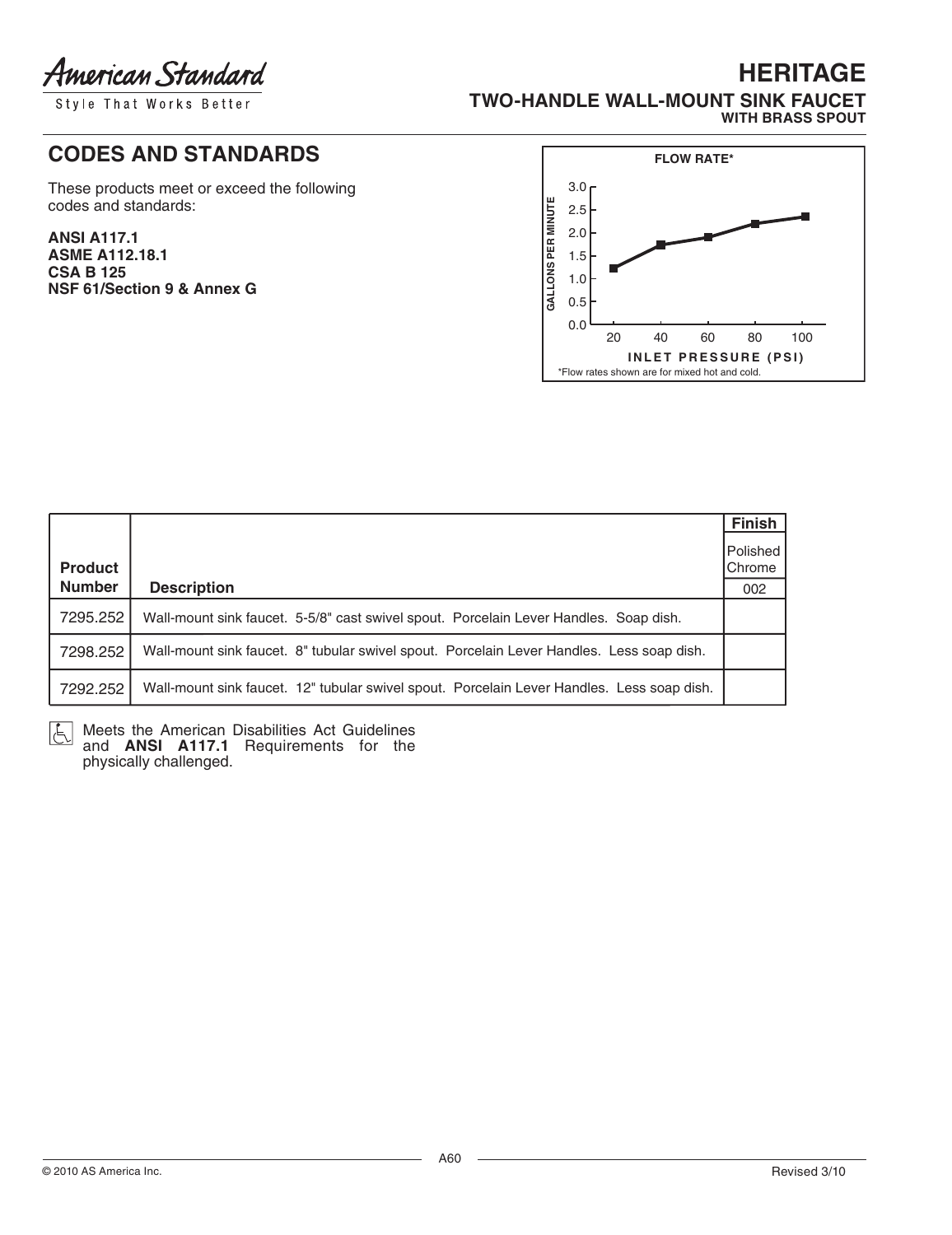# HERITAGE

## TWO-HANDLE WALL-MOUNT SINK FAUCET

**WITH BRASS SPOUT**

## CODES AND STANDARDS

These products meet or exceed the following codes and standards:

**ANSI A117.1**
**ASME A112.18.1**
**CSA B 125**
**NSF 61/Section 9 & Annex G**

FLOW RATE*

GALLONS PER MINUTE

3.0
2.5
2.0
1.5
1.0
0.5
0.0

20 40 60 80 100

INLET PRESSURE (PSI)

*Flow rates shown are for mixed hot and cold.

| Product Number | Description | Finish |
|---|---|---|
| | | Polished Chrome |
| | | 002 |
| 7295.252 | Wall-mount sink faucet. 5-5/8" cast swivel spout. Porcelain Lever Handles. Soap dish. | |
| 7298.252 | Wall-mount sink faucet. 8" tubular swivel spout. Porcelain Lever Handles. Less soap dish. | |
| 7292.252 | Wall-mount sink faucet. 12" tubular swivel spout. Porcelain Lever Handles. Less soap dish. | |

Meets the American Disabilities Act Guidelines and **ANSI A117.1** Requirements for the physically challenged.

© 2010 AS America Inc. Revised 3/10